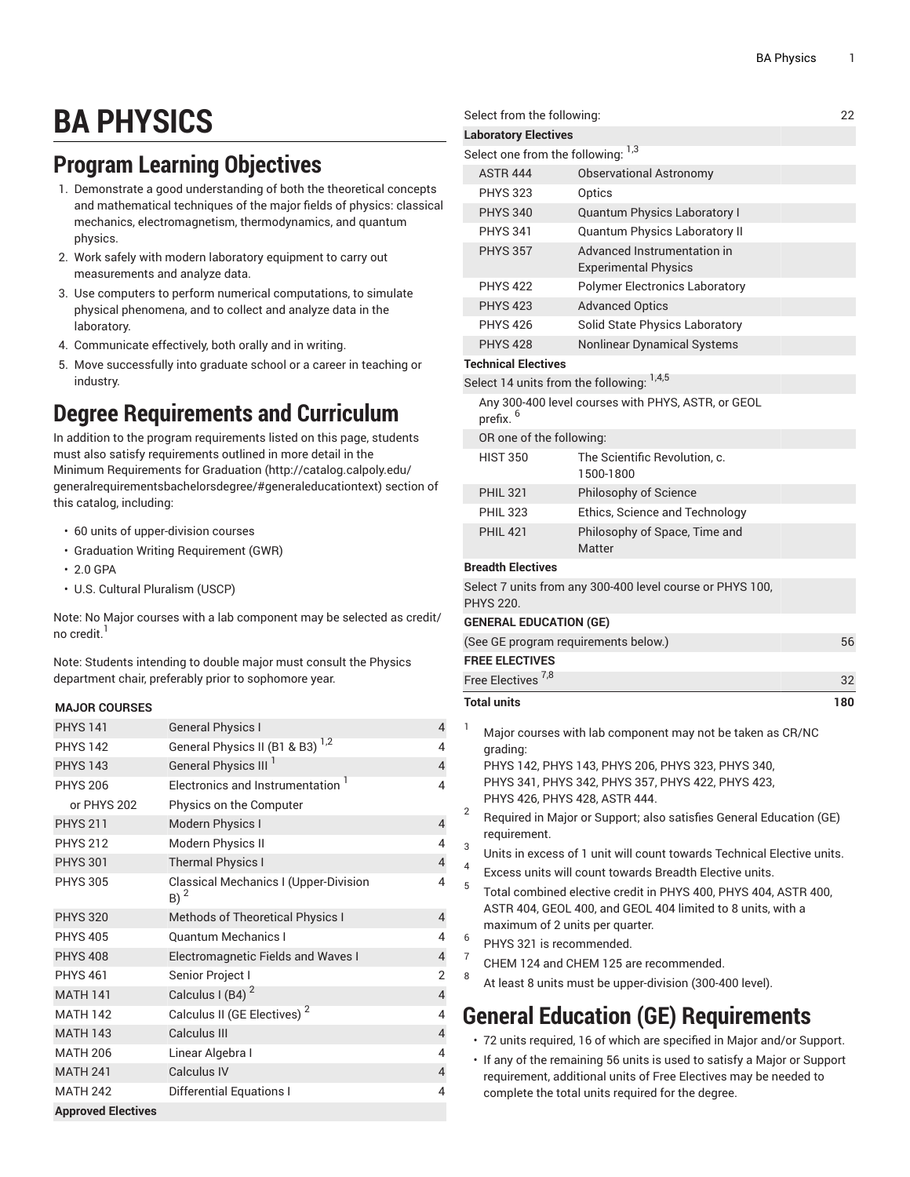# BA PHYSICS

## Program Learning Objectives

1. Demonstrate a good understanding of both the theoretical concepts and mathematical techniques of the major fields of physics: classical mechanics, electromagnetism, thermodynamics, and quantum physics.
2. Work safely with modern laboratory equipment to carry out measurements and analyze data.
3. Use computers to perform numerical computations, to simulate physical phenomena, and to collect and analyze data in the laboratory.
4. Communicate effectively, both orally and in writing.
5. Move successfully into graduate school or a career in teaching or industry.

## Degree Requirements and Curriculum

In addition to the program requirements listed on this page, students must also satisfy requirements outlined in more detail in the Minimum Requirements for Graduation (http://catalog.calpoly.edu/generalrequirementsbachelorsdegree/#generaleducationtext) section of this catalog, including:

- 60 units of upper-division courses
- Graduation Writing Requirement (GWR)
- 2.0 GPA
- U.S. Cultural Pluralism (USCP)

Note: No Major courses with a lab component may be selected as credit/no credit.[1]

Note: Students intending to double major must consult the Physics department chair, preferably prior to sophomore year.

| MAJOR COURSES | | |
|---|---|---|
| PHYS 141 | General Physics I | 4 |
| PHYS 142 | General Physics II (B1 & B3) [1,2] | 4 |
| PHYS 143 | General Physics III [1] | 4 |
| PHYS 206 | Electronics and Instrumentation [1] | 4 |
| or PHYS 202 | Physics on the Computer | |
| PHYS 211 | Modern Physics I | 4 |
| PHYS 212 | Modern Physics II | 4 |
| PHYS 301 | Thermal Physics I | 4 |
| PHYS 305 | Classical Mechanics I (Upper-Division B) [2] | 4 |
| PHYS 320 | Methods of Theoretical Physics I | 4 |
| PHYS 405 | Quantum Mechanics I | 4 |
| PHYS 408 | Electromagnetic Fields and Waves I | 4 |
| PHYS 461 | Senior Project I | 2 |
| MATH 141 | Calculus I (B4) [2] | 4 |
| MATH 142 | Calculus II (GE Electives) [2] | 4 |
| MATH 143 | Calculus III | 4 |
| MATH 206 | Linear Algebra I | 4 |
| MATH 241 | Calculus IV | 4 |
| MATH 242 | Differential Equations I | 4 |
| **Approved Electives** | | |
| Select from the following: | | 22 |
| **Laboratory Electives** | | |
| Select one from the following: [1,3] | | |
| ASTR 444 | Observational Astronomy | |
| PHYS 323 | Optics | |
| PHYS 340 | Quantum Physics Laboratory I | |
| PHYS 341 | Quantum Physics Laboratory II | |
| PHYS 357 | Advanced Instrumentation in Experimental Physics | |
| PHYS 422 | Polymer Electronics Laboratory | |
| PHYS 423 | Advanced Optics | |
| PHYS 426 | Solid State Physics Laboratory | |
| PHYS 428 | Nonlinear Dynamical Systems | |
| **Technical Electives** | | |
| Select 14 units from the following: [1,4,5] | | |
| Any 300-400 level courses with PHYS, ASTR, or GEOL prefix. [6] | | |
| OR one of the following: | | |
| HIST 350 | The Scientific Revolution, c. 1500-1800 | |
| PHIL 321 | Philosophy of Science | |
| PHIL 323 | Ethics, Science and Technology | |
| PHIL 421 | Philosophy of Space, Time and Matter | |
| **Breadth Electives** | | |
| Select 7 units from any 300-400 level course or PHYS 100, PHYS 220. | | |
| **GENERAL EDUCATION (GE)** | | |
| (See GE program requirements below.) | | 56 |
| **FREE ELECTIVES** | | |
| Free Electives [7,8] | | 32 |
| **Total units** | | **180** |

1. Major courses with lab component may not be taken as CR/NC grading: PHYS 142, PHYS 143, PHYS 206, PHYS 323, PHYS 340, PHYS 341, PHYS 342, PHYS 357, PHYS 422, PHYS 423, PHYS 426, PHYS 428, ASTR 444.
2. Required in Major or Support; also satisfies General Education (GE) requirement.
3. Units in excess of 1 unit will count towards Technical Elective units.
4. Excess units will count towards Breadth Elective units.
5. Total combined elective credit in PHYS 400, PHYS 404, ASTR 400, ASTR 404, GEOL 400, and GEOL 404 limited to 8 units, with a maximum of 2 units per quarter.
6. PHYS 321 is recommended.
7. CHEM 124 and CHEM 125 are recommended.
8. At least 8 units must be upper-division (300-400 level).

## General Education (GE) Requirements

- 72 units required, 16 of which are specified in Major and/or Support.
- If any of the remaining 56 units is used to satisfy a Major or Support requirement, additional units of Free Electives may be needed to complete the total units required for the degree.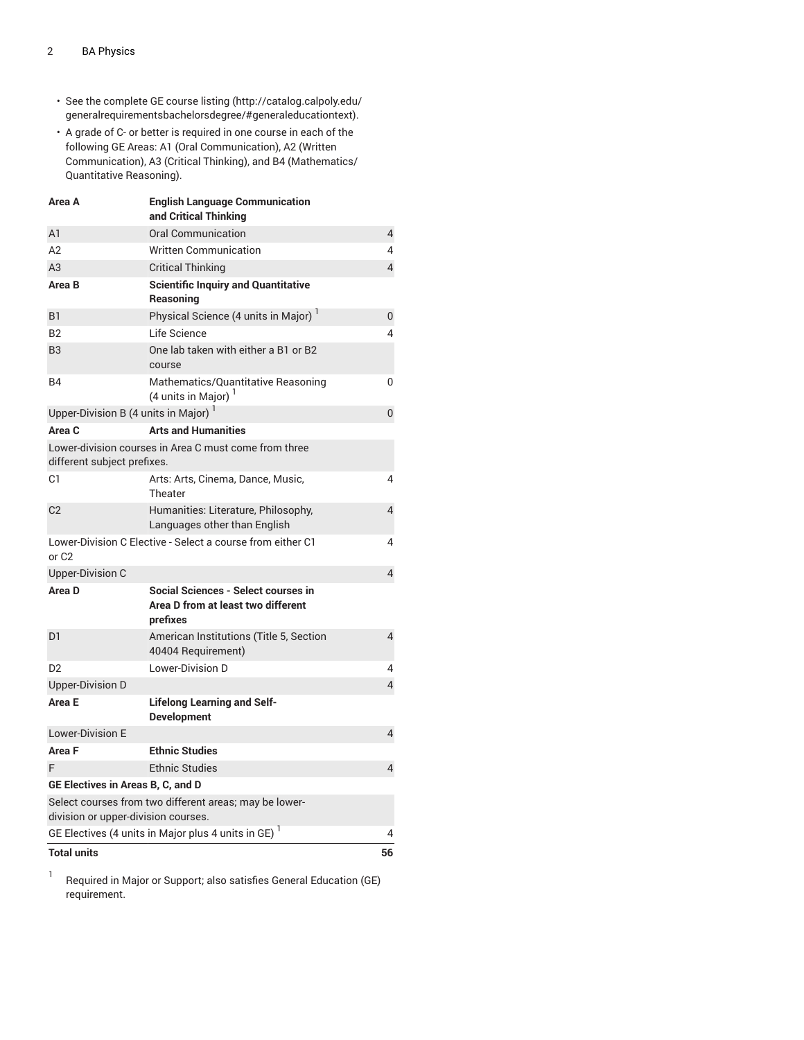- See the complete GE course listing (http://catalog.calpoly.edu/generalrequirementsbachelorsdegree/#generaleducationtext).
- A grade of C- or better is required in one course in each of the following GE Areas: A1 (Oral Communication), A2 (Written Communication), A3 (Critical Thinking), and B4 (Mathematics/Quantitative Reasoning).

| | | |
|---|---|---|
| **Area A** | **English Language Communication and Critical Thinking** | |
| A1 | Oral Communication | 4 |
| A2 | Written Communication | 4 |
| A3 | Critical Thinking | 4 |
| **Area B** | **Scientific Inquiry and Quantitative Reasoning** | |
| B1 | Physical Science (4 units in Major) [1] | 0 |
| B2 | Life Science | 4 |
| B3 | One lab taken with either a B1 or B2 course | |
| B4 | Mathematics/Quantitative Reasoning (4 units in Major) [1] | 0 |
| Upper-Division B (4 units in Major) [1] | | 0 |
| **Area C** | **Arts and Humanities** | |
| Lower-division courses in Area C must come from three different subject prefixes. | | |
| C1 | Arts: Arts, Cinema, Dance, Music, Theater | 4 |
| C2 | Humanities: Literature, Philosophy, Languages other than English | 4 |
| Lower-Division C Elective - Select a course from either C1 or C2 | | 4 |
| Upper-Division C | | 4 |
| **Area D** | **Social Sciences - Select courses in Area D from at least two different prefixes** | |
| D1 | American Institutions (Title 5, Section 40404 Requirement) | 4 |
| D2 | Lower-Division D | 4 |
| Upper-Division D | | 4 |
| **Area E** | **Lifelong Learning and Self-Development** | |
| Lower-Division E | | 4 |
| **Area F** | **Ethnic Studies** | |
| F | Ethnic Studies | 4 |
| **GE Electives in Areas B, C, and D** | | |
| Select courses from two different areas; may be lower-division or upper-division courses. | | |
| GE Electives (4 units in Major plus 4 units in GE) [1] | | 4 |
| **Total units** | | **56** |

[1] Required in Major or Support; also satisfies General Education (GE) requirement.